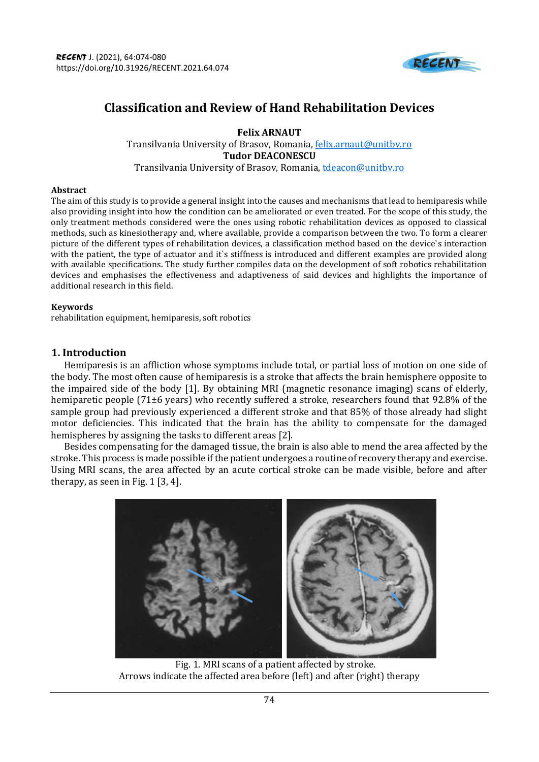# Classification and Review of Hand Rehabilitation Devices

**Felix ARNAUT**
Transilvania University of Brasov, Romania, felix.arnaut@unitbv.ro
**Tudor DEACONESCU**
Transilvania University of Brasov, Romania, tdeacon@unitbv.ro

### Abstract

The aim of this study is to provide a general insight into the causes and mechanisms that lead to hemiparesis while also providing insight into how the condition can be ameliorated or even treated. For the scope of this study, the only treatment methods considered were the ones using robotic rehabilitation devices as opposed to classical methods, such as kinesiotherapy and, where available, provide a comparison between the two. To form a clearer picture of the different types of rehabilitation devices, a classification method based on the device`s interaction with the patient, the type of actuator and it`s stiffness is introduced and different examples are provided along with available specifications. The study further compiles data on the development of soft robotics rehabilitation devices and emphasises the effectiveness and adaptiveness of said devices and highlights the importance of additional research in this field.

### Keywords

rehabilitation equipment, hemiparesis, soft robotics

## 1. Introduction

Hemiparesis is an affliction whose symptoms include total, or partial loss of motion on one side of the body. The most often cause of hemiparesis is a stroke that affects the brain hemisphere opposite to the impaired side of the body [1]. By obtaining MRI (magnetic resonance imaging) scans of elderly, hemiparetic people (71±6 years) who recently suffered a stroke, researchers found that 92.8% of the sample group had previously experienced a different stroke and that 85% of those already had slight motor deficiencies. This indicated that the brain has the ability to compensate for the damaged hemispheres by assigning the tasks to different areas [2].

Besides compensating for the damaged tissue, the brain is also able to mend the area affected by the stroke. This process is made possible if the patient undergoes a routine of recovery therapy and exercise. Using MRI scans, the area affected by an acute cortical stroke can be made visible, before and after therapy, as seen in Fig. 1 [3, 4].

Fig. 1. MRI scans of a patient affected by stroke.
Arrows indicate the affected area before (left) and after (right) therapy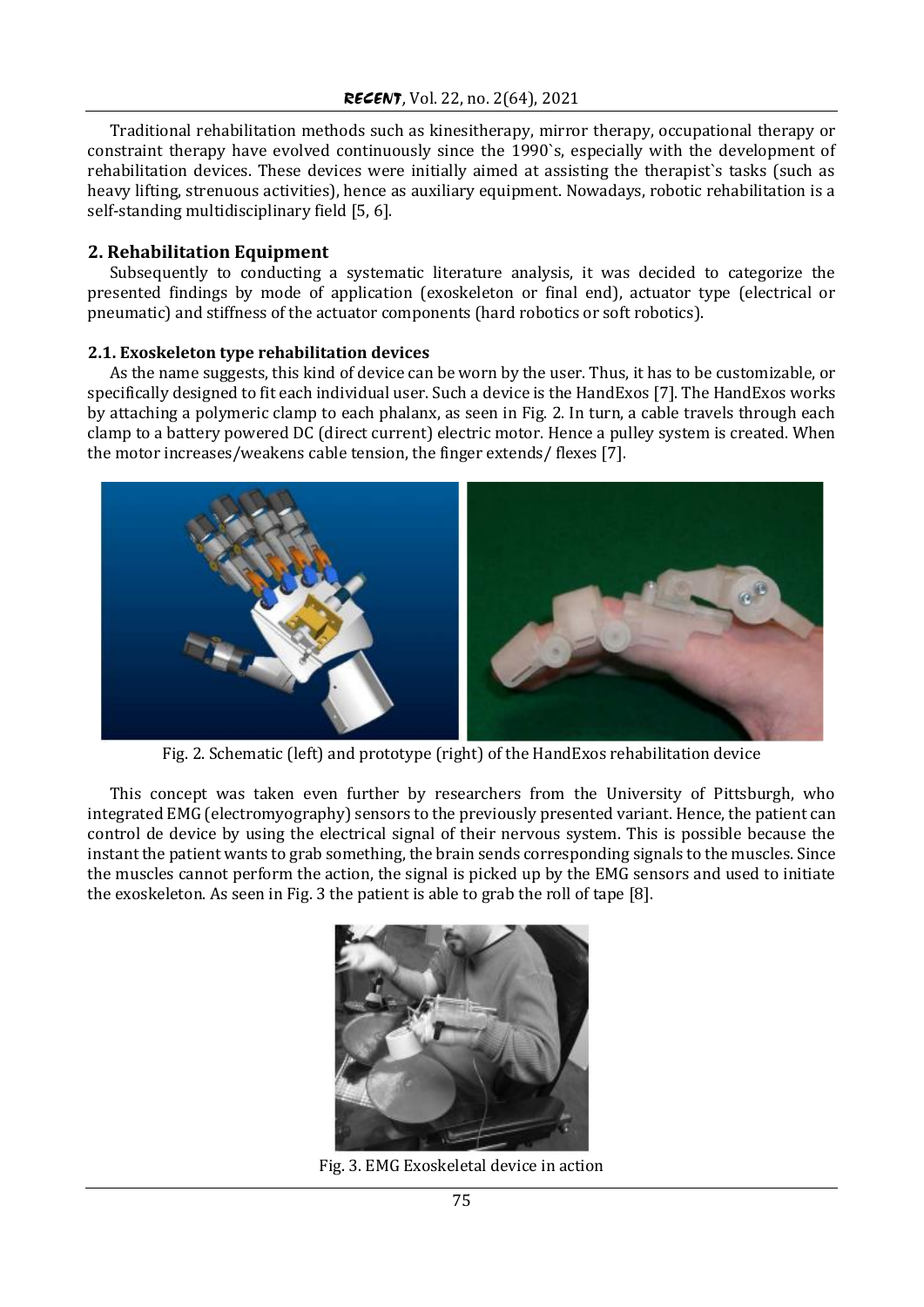Traditional rehabilitation methods such as kinesitherapy, mirror therapy, occupational therapy or constraint therapy have evolved continuously since the 1990`s, especially with the development of rehabilitation devices. These devices were initially aimed at assisting the therapist`s tasks (such as heavy lifting, strenuous activities), hence as auxiliary equipment. Nowadays, robotic rehabilitation is a self-standing multidisciplinary field [5, 6].

## 2. Rehabilitation Equipment

Subsequently to conducting a systematic literature analysis, it was decided to categorize the presented findings by mode of application (exoskeleton or final end), actuator type (electrical or pneumatic) and stiffness of the actuator components (hard robotics or soft robotics).

### 2.1. Exoskeleton type rehabilitation devices

As the name suggests, this kind of device can be worn by the user. Thus, it has to be customizable, or specifically designed to fit each individual user. Such a device is the HandExos [7]. The HandExos works by attaching a polymeric clamp to each phalanx, as seen in Fig. 2. In turn, a cable travels through each clamp to a battery powered DC (direct current) electric motor. Hence a pulley system is created. When the motor increases/weakens cable tension, the finger extends/ flexes [7].

Fig. 2. Schematic (left) and prototype (right) of the HandExos rehabilitation device

This concept was taken even further by researchers from the University of Pittsburgh, who integrated EMG (electromyography) sensors to the previously presented variant. Hence, the patient can control de device by using the electrical signal of their nervous system. This is possible because the instant the patient wants to grab something, the brain sends corresponding signals to the muscles. Since the muscles cannot perform the action, the signal is picked up by the EMG sensors and used to initiate the exoskeleton. As seen in Fig. 3 the patient is able to grab the roll of tape [8].

Fig. 3. EMG Exoskeletal device in action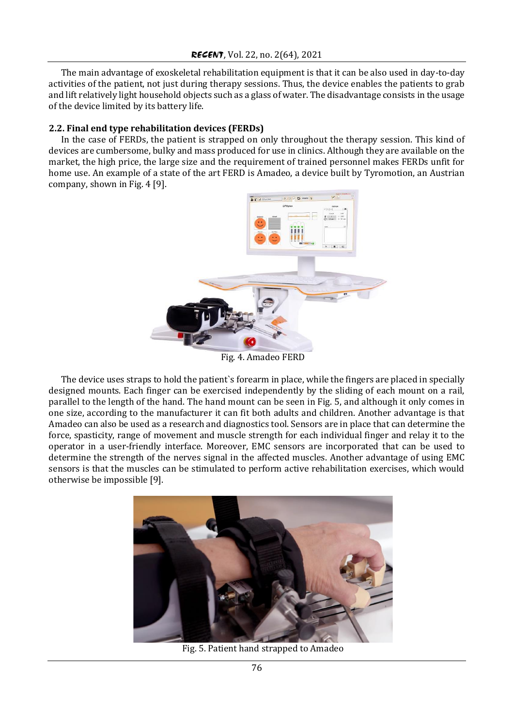The main advantage of exoskeletal rehabilitation equipment is that it can be also used in day-to-day activities of the patient, not just during therapy sessions. Thus, the device enables the patients to grab and lift relatively light household objects such as a glass of water. The disadvantage consists in the usage of the device limited by its battery life.

### 2.2. Final end type rehabilitation devices (FERDs)

In the case of FERDs, the patient is strapped on only throughout the therapy session. This kind of devices are cumbersome, bulky and mass produced for use in clinics. Although they are available on the market, the high price, the large size and the requirement of trained personnel makes FERDs unfit for home use. An example of a state of the art FERD is Amadeo, a device built by Tyromotion, an Austrian company, shown in Fig. 4 [9].

Fig. 4. Amadeo FERD

The device uses straps to hold the patient`s forearm in place, while the fingers are placed in specially designed mounts. Each finger can be exercised independently by the sliding of each mount on a rail, parallel to the length of the hand. The hand mount can be seen in Fig. 5, and although it only comes in one size, according to the manufacturer it can fit both adults and children. Another advantage is that Amadeo can also be used as a research and diagnostics tool. Sensors are in place that can determine the force, spasticity, range of movement and muscle strength for each individual finger and relay it to the operator in a user-friendly interface. Moreover, EMC sensors are incorporated that can be used to determine the strength of the nerves signal in the affected muscles. Another advantage of using EMC sensors is that the muscles can be stimulated to perform active rehabilitation exercises, which would otherwise be impossible [9].

Fig. 5. Patient hand strapped to Amadeo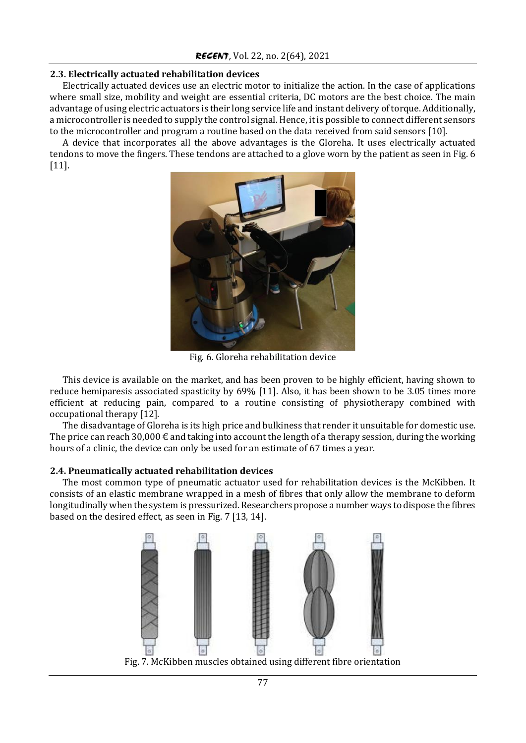### 2.3. Electrically actuated rehabilitation devices

Electrically actuated devices use an electric motor to initialize the action. In the case of applications where small size, mobility and weight are essential criteria, DC motors are the best choice. The main advantage of using electric actuators is their long service life and instant delivery of torque. Additionally, a microcontroller is needed to supply the control signal. Hence, it is possible to connect different sensors to the microcontroller and program a routine based on the data received from said sensors [10].

A device that incorporates all the above advantages is the Gloreha. It uses electrically actuated tendons to move the fingers. These tendons are attached to a glove worn by the patient as seen in Fig. 6 [11].

Fig. 6. Gloreha rehabilitation device

This device is available on the market, and has been proven to be highly efficient, having shown to reduce hemiparesis associated spasticity by 69% [11]. Also, it has been shown to be 3.05 times more efficient at reducing pain, compared to a routine consisting of physiotherapy combined with occupational therapy [12].

The disadvantage of Gloreha is its high price and bulkiness that render it unsuitable for domestic use. The price can reach 30,000 € and taking into account the length of a therapy session, during the working hours of a clinic, the device can only be used for an estimate of 67 times a year.

### 2.4. Pneumatically actuated rehabilitation devices

The most common type of pneumatic actuator used for rehabilitation devices is the McKibben. It consists of an elastic membrane wrapped in a mesh of fibres that only allow the membrane to deform longitudinally when the system is pressurized. Researchers propose a number ways to dispose the fibres based on the desired effect, as seen in Fig. 7 [13, 14].

Fig. 7. McKibben muscles obtained using different fibre orientation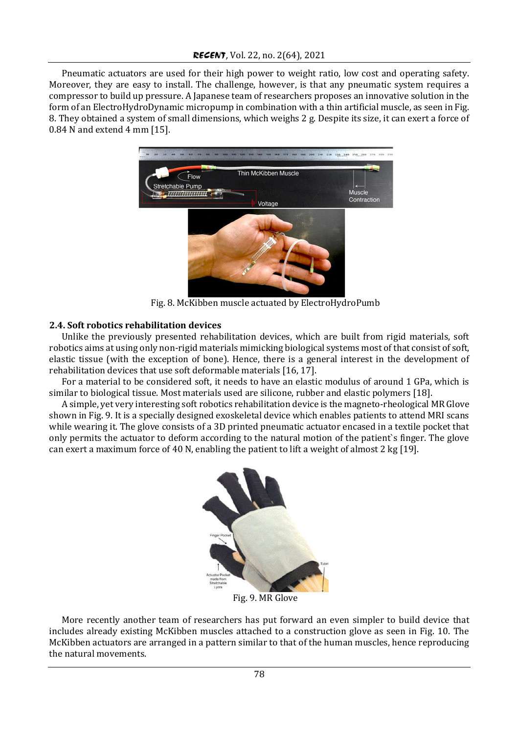Pneumatic actuators are used for their high power to weight ratio, low cost and operating safety. Moreover, they are easy to install. The challenge, however, is that any pneumatic system requires a compressor to build up pressure. A Japanese team of researchers proposes an innovative solution in the form of an ElectroHydroDynamic micropump in combination with a thin artificial muscle, as seen in Fig. 8. They obtained a system of small dimensions, which weighs 2 g. Despite its size, it can exert a force of 0.84 N and extend 4 mm [15].

Fig. 8. McKibben muscle actuated by ElectroHydroPumb

### 2.4. Soft robotics rehabilitation devices

Unlike the previously presented rehabilitation devices, which are built from rigid materials, soft robotics aims at using only non-rigid materials mimicking biological systems most of that consist of soft, elastic tissue (with the exception of bone). Hence, there is a general interest in the development of rehabilitation devices that use soft deformable materials [16, 17].

For a material to be considered soft, it needs to have an elastic modulus of around 1 GPa, which is similar to biological tissue. Most materials used are silicone, rubber and elastic polymers [18].

A simple, yet very interesting soft robotics rehabilitation device is the magneto-rheological MR Glove shown in Fig. 9. It is a specially designed exoskeletal device which enables patients to attend MRI scans while wearing it. The glove consists of a 3D printed pneumatic actuator encased in a textile pocket that only permits the actuator to deform according to the natural motion of the patient`s finger. The glove can exert a maximum force of 40 N, enabling the patient to lift a weight of almost 2 kg [19].

Fig. 9. MR Glove

More recently another team of researchers has put forward an even simpler to build device that includes already existing McKibben muscles attached to a construction glove as seen in Fig. 10. The McKibben actuators are arranged in a pattern similar to that of the human muscles, hence reproducing the natural movements.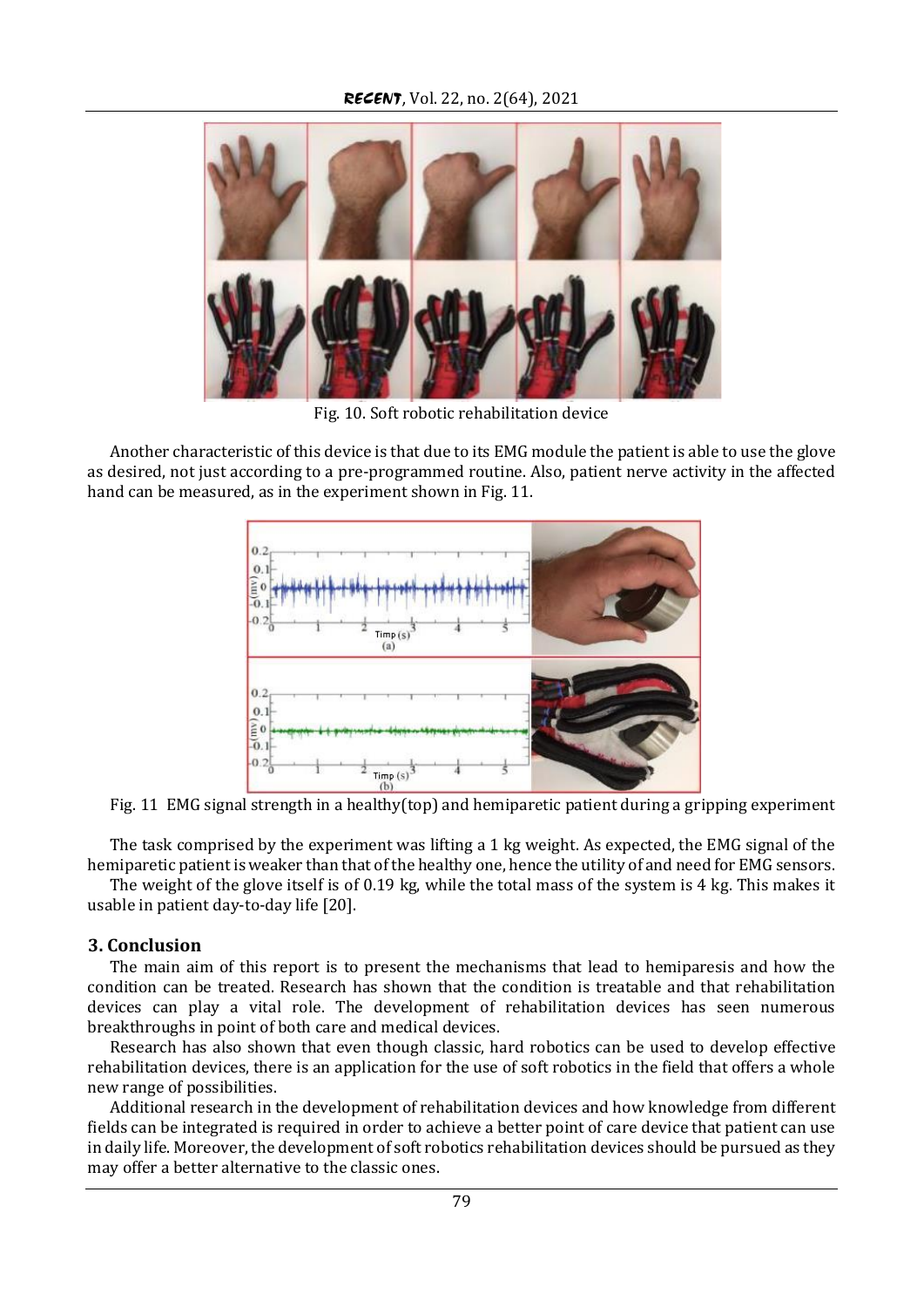Fig. 10. Soft robotic rehabilitation device

Another characteristic of this device is that due to its EMG module the patient is able to use the glove as desired, not just according to a pre-programmed routine. Also, patient nerve activity in the affected hand can be measured, as in the experiment shown in Fig. 11.

Fig. 11 EMG signal strength in a healthy(top) and hemiparetic patient during a gripping experiment

The task comprised by the experiment was lifting a 1 kg weight. As expected, the EMG signal of the hemiparetic patient is weaker than that of the healthy one, hence the utility of and need for EMG sensors.

The weight of the glove itself is of 0.19 kg, while the total mass of the system is 4 kg. This makes it usable in patient day-to-day life [20].

## 3. Conclusion

The main aim of this report is to present the mechanisms that lead to hemiparesis and how the condition can be treated. Research has shown that the condition is treatable and that rehabilitation devices can play a vital role. The development of rehabilitation devices has seen numerous breakthroughs in point of both care and medical devices.

Research has also shown that even though classic, hard robotics can be used to develop effective rehabilitation devices, there is an application for the use of soft robotics in the field that offers a whole new range of possibilities.

Additional research in the development of rehabilitation devices and how knowledge from different fields can be integrated is required in order to achieve a better point of care device that patient can use in daily life. Moreover, the development of soft robotics rehabilitation devices should be pursued as they may offer a better alternative to the classic ones.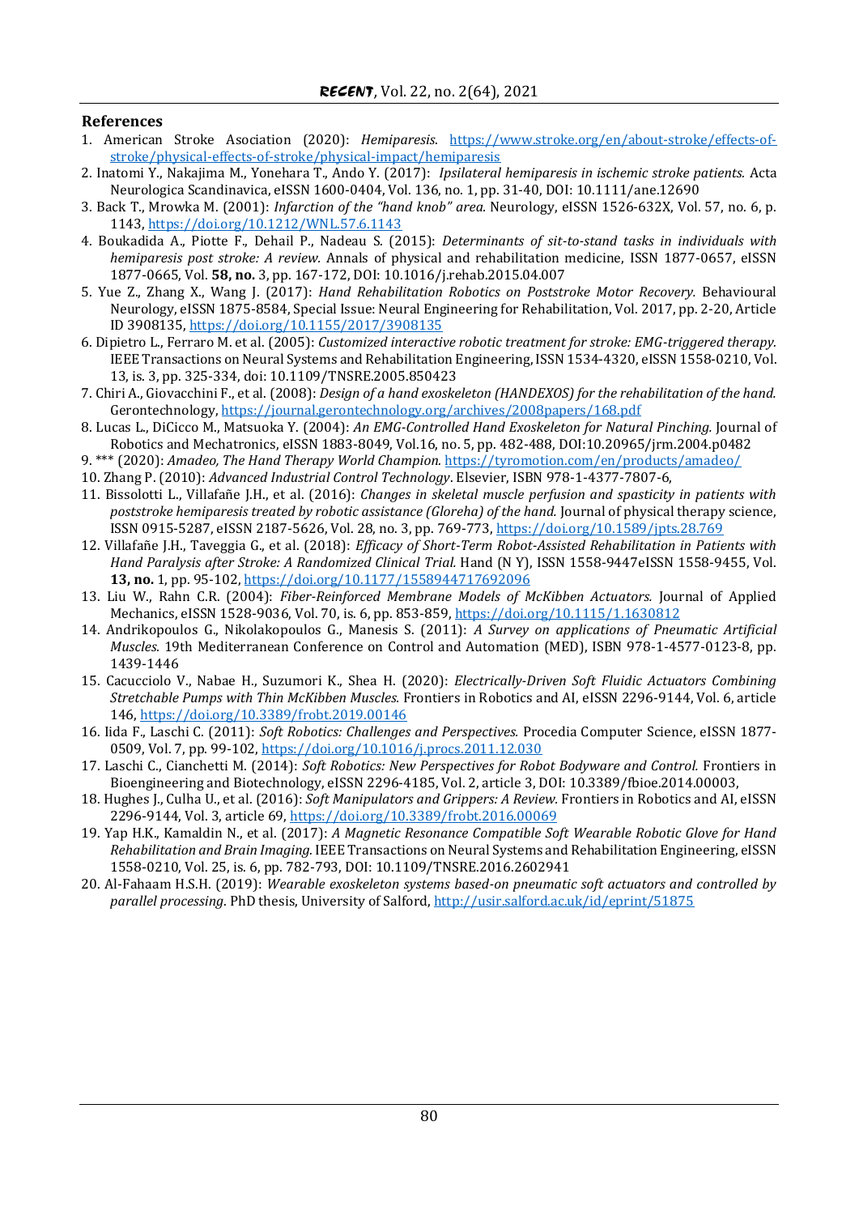## References

1. American Stroke Asociation (2020): *Hemiparesis*. https://www.stroke.org/en/about-stroke/effects-of-stroke/physical-effects-of-stroke/physical-impact/hemiparesis
2. Inatomi Y., Nakajima M., Yonehara T., Ando Y. (2017): *Ipsilateral hemiparesis in ischemic stroke patients.* Acta Neurologica Scandinavica, eISSN 1600-0404, Vol. 136, no. 1, pp. 31-40, DOI: 10.1111/ane.12690
3. Back T., Mrowka M. (2001): *Infarction of the "hand knob" area.* Neurology, eISSN 1526-632X, Vol. 57, no. 6, p. 1143, https://doi.org/10.1212/WNL.57.6.1143
4. Boukadida A., Piotte F., Dehail P., Nadeau S. (2015): *Determinants of sit-to-stand tasks in individuals with hemiparesis post stroke: A review.* Annals of physical and rehabilitation medicine, ISSN 1877-0657, eISSN 1877-0665, Vol. **58, no.** 3, pp. 167-172, DOI: 10.1016/j.rehab.2015.04.007
5. Yue Z., Zhang X., Wang J. (2017): *Hand Rehabilitation Robotics on Poststroke Motor Recovery.* Behavioural Neurology, eISSN 1875-8584, Special Issue: Neural Engineering for Rehabilitation, Vol. 2017, pp. 2-20, Article ID 3908135, https://doi.org/10.1155/2017/3908135
6. Dipietro L., Ferraro M. et al. (2005): *Customized interactive robotic treatment for stroke: EMG-triggered therapy.* IEEE Transactions on Neural Systems and Rehabilitation Engineering, ISSN 1534-4320, eISSN 1558-0210, Vol. 13, is. 3, pp. 325-334, doi: 10.1109/TNSRE.2005.850423
7. Chiri A., Giovacchini F., et al. (2008): *Design of a hand exoskeleton (HANDEXOS) for the rehabilitation of the hand.* Gerontechnology, https://journal.gerontechnology.org/archives/2008papers/168.pdf
8. Lucas L., DiCicco M., Matsuoka Y. (2004): *An EMG-Controlled Hand Exoskeleton for Natural Pinching.* Journal of Robotics and Mechatronics, eISSN 1883-8049, Vol.16, no. 5, pp. 482-488, DOI:10.20965/jrm.2004.p0482
9. *** (2020): *Amadeo, The Hand Therapy World Champion.* https://tyromotion.com/en/products/amadeo/
10. Zhang P. (2010): *Advanced Industrial Control Technology*. Elsevier, ISBN 978-1-4377-7807-6,
11. Bissolotti L., Villafañe J.H., et al. (2016): *Changes in skeletal muscle perfusion and spasticity in patients with poststroke hemiparesis treated by robotic assistance (Gloreha) of the hand.* Journal of physical therapy science, ISSN 0915-5287, eISSN 2187-5626, Vol. 28, no. 3, pp. 769-773, https://doi.org/10.1589/jpts.28.769
12. Villafañe J.H., Taveggia G., et al. (2018): *Efficacy of Short-Term Robot-Assisted Rehabilitation in Patients with Hand Paralysis after Stroke: A Randomized Clinical Trial.* Hand (N Y), ISSN 1558-9447eISSN 1558-9455, Vol. **13, no.** 1, pp. 95-102, https://doi.org/10.1177/1558944717692096
13. Liu W., Rahn C.R. (2004): *Fiber-Reinforced Membrane Models of McKibben Actuators.* Journal of Applied Mechanics, eISSN 1528-9036, Vol. 70, is. 6, pp. 853-859, https://doi.org/10.1115/1.1630812
14. Andrikopoulos G., Nikolakopoulos G., Manesis S. (2011): *A Survey on applications of Pneumatic Artificial Muscles*. 19th Mediterranean Conference on Control and Automation (MED), ISBN 978-1-4577-0123-8, pp. 1439-1446
15. Cacucciolo V., Nabae H., Suzumori K., Shea H. (2020): *Electrically-Driven Soft Fluidic Actuators Combining Stretchable Pumps with Thin McKibben Muscles.* Frontiers in Robotics and AI, eISSN 2296-9144, Vol. 6, article 146, https://doi.org/10.3389/frobt.2019.00146
16. Iida F., Laschi C. (2011): *Soft Robotics: Challenges and Perspectives.* Procedia Computer Science, eISSN 1877-0509, Vol. 7, pp. 99-102, https://doi.org/10.1016/j.procs.2011.12.030
17. Laschi C., Cianchetti M. (2014): *Soft Robotics: New Perspectives for Robot Bodyware and Control.* Frontiers in Bioengineering and Biotechnology, eISSN 2296-4185, Vol. 2, article 3, DOI: 10.3389/fbioe.2014.00003,
18. Hughes J., Culha U., et al. (2016): *Soft Manipulators and Grippers: A Review.* Frontiers in Robotics and AI, eISSN 2296-9144, Vol. 3, article 69, https://doi.org/10.3389/frobt.2016.00069
19. Yap H.K., Kamaldin N., et al. (2017): *A Magnetic Resonance Compatible Soft Wearable Robotic Glove for Hand Rehabilitation and Brain Imaging.* IEEE Transactions on Neural Systems and Rehabilitation Engineering, eISSN 1558-0210, Vol. 25, is. 6, pp. 782-793, DOI: 10.1109/TNSRE.2016.2602941
20. Al-Fahaam H.S.H. (2019): *Wearable exoskeleton systems based-on pneumatic soft actuators and controlled by parallel processing*. PhD thesis, University of Salford, http://usir.salford.ac.uk/id/eprint/51875